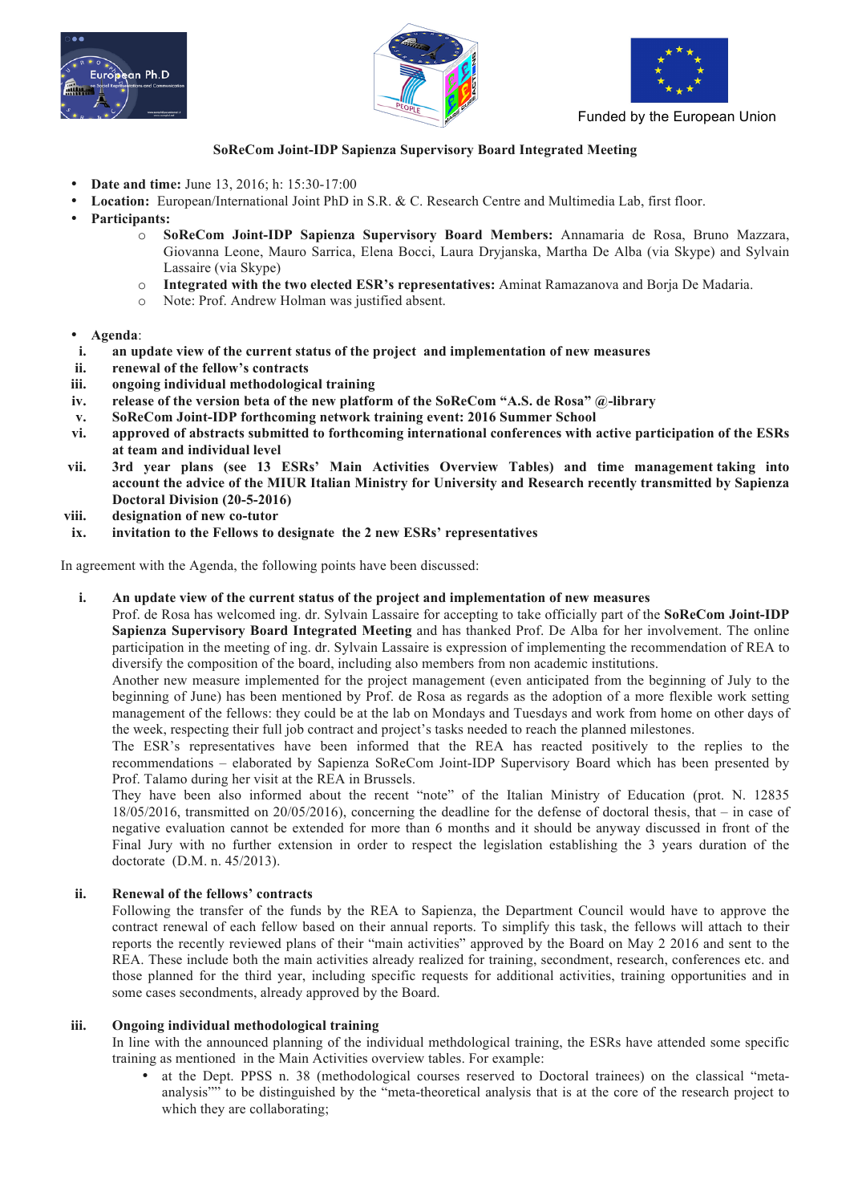Funded by the European Union

**SoReCom Joint-IDP Sapienza Supervisory Board Integrated Meeting**

- **Date and time:** June 13, 2016; h: 15:30-17:00
- **Location:** European/International Joint PhD in S.R. & C. Research Centre and Multimedia Lab, first floor.
- **Participants:**
  - **SoReCom Joint-IDP Sapienza Supervisory Board Members:** Annamaria de Rosa, Bruno Mazzara, Giovanna Leone, Mauro Sarrica, Elena Bocci, Laura Dryjanska, Martha De Alba (via Skype) and Sylvain Lassaire (via Skype)
  - **Integrated with the two elected ESR's representatives:** Aminat Ramazanova and Borja De Madaria.
  - Note: Prof. Andrew Holman was justified absent.

- **Agenda**:
  - i. **an update view of the current status of the project and implementation of new measures**
  - ii. **renewal of the fellow's contracts**
  - iii. **ongoing individual methodological training**
  - iv. **release of the version beta of the new platform of the SoReCom "A.S. de Rosa" @-library**
  - v. **SoReCom Joint-IDP forthcoming network training event: 2016 Summer School**
  - vi. **approved of abstracts submitted to forthcoming international conferences with active participation of the ESRs at team and individual level**
  - vii. **3rd year plans (see 13 ESRs' Main Activities Overview Tables) and time management taking into account the advice of the MIUR Italian Ministry for University and Research recently transmitted by Sapienza Doctoral Division (20-5-2016)**
  - viii. **designation of new co-tutor**
  - ix. **invitation to the Fellows to designate the 2 new ESRs' representatives**

In agreement with the Agenda, the following points have been discussed:

**i. An update view of the current status of the project and implementation of new measures**

Prof. de Rosa has welcomed ing. dr. Sylvain Lassaire for accepting to take officially part of the **SoReCom Joint-IDP Sapienza Supervisory Board Integrated Meeting** and has thanked Prof. De Alba for her involvement. The online participation in the meeting of ing. dr. Sylvain Lassaire is expression of implementing the recommendation of REA to diversify the composition of the board, including also members from non academic institutions.

Another new measure implemented for the project management (even anticipated from the beginning of July to the beginning of June) has been mentioned by Prof. de Rosa as regards as the adoption of a more flexible work setting management of the fellows: they could be at the lab on Mondays and Tuesdays and work from home on other days of the week, respecting their full job contract and project's tasks needed to reach the planned milestones.

The ESR's representatives have been informed that the REA has reacted positively to the replies to the recommendations – elaborated by Sapienza SoReCom Joint-IDP Supervisory Board which has been presented by Prof. Talamo during her visit at the REA in Brussels.

They have been also informed about the recent "note" of the Italian Ministry of Education (prot. N. 12835 18/05/2016, transmitted on 20/05/2016), concerning the deadline for the defense of doctoral thesis, that – in case of negative evaluation cannot be extended for more than 6 months and it should be anyway discussed in front of the Final Jury with no further extension in order to respect the legislation establishing the 3 years duration of the doctorate (D.M. n. 45/2013).

**ii. Renewal of the fellows' contracts**

Following the transfer of the funds by the REA to Sapienza, the Department Council would have to approve the contract renewal of each fellow based on their annual reports. To simplify this task, the fellows will attach to their reports the recently reviewed plans of their "main activities" approved by the Board on May 2 2016 and sent to the REA. These include both the main activities already realized for training, secondment, research, conferences etc. and those planned for the third year, including specific requests for additional activities, training opportunities and in some cases secondments, already approved by the Board.

**iii. Ongoing individual methodological training**

In line with the announced planning of the individual methdological training, the ESRs have attended some specific training as mentioned in the Main Activities overview tables. For example:

- at the Dept. PPSS n. 38 (methodological courses reserved to Doctoral trainees) on the classical "meta-analysis"" to be distinguished by the "meta-theoretical analysis that is at the core of the research project to which they are collaborating;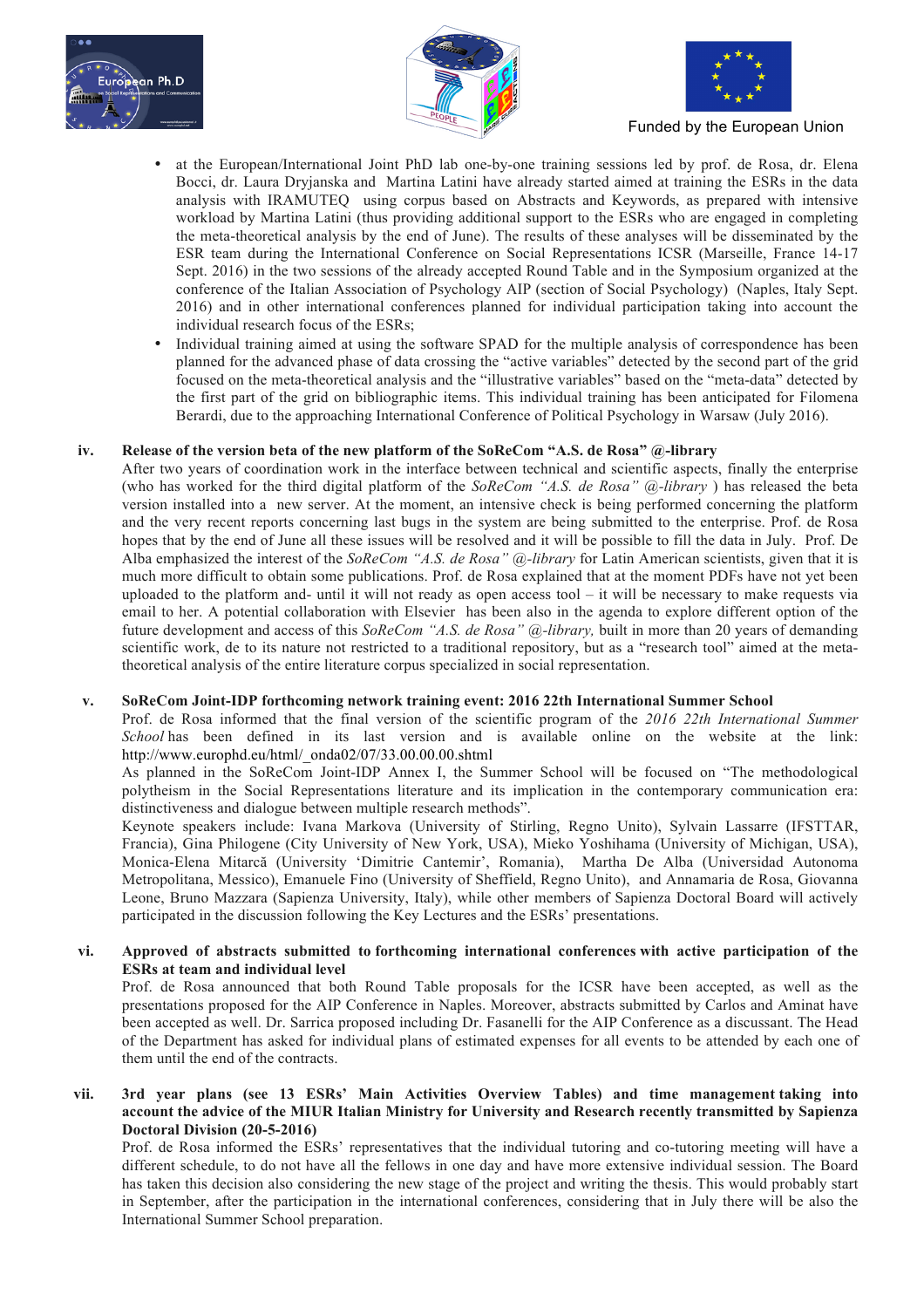- at the European/International Joint PhD lab one-by-one training sessions led by prof. de Rosa, dr. Elena Bocci, dr. Laura Dryjanska and Martina Latini have already started aimed at training the ESRs in the data analysis with IRAMUTEQ using corpus based on Abstracts and Keywords, as prepared with intensive workload by Martina Latini (thus providing additional support to the ESRs who are engaged in completing the meta-theoretical analysis by the end of June). The results of these analyses will be disseminated by the ESR team during the International Conference on Social Representations ICSR (Marseille, France 14-17 Sept. 2016) in the two sessions of the already accepted Round Table and in the Symposium organized at the conference of the Italian Association of Psychology AIP (section of Social Psychology) (Naples, Italy Sept. 2016) and in other international conferences planned for individual participation taking into account the individual research focus of the ESRs;
- Individual training aimed at using the software SPAD for the multiple analysis of correspondence has been planned for the advanced phase of data crossing the "active variables" detected by the second part of the grid focused on the meta-theoretical analysis and the "illustrative variables" based on the "meta-data" detected by the first part of the grid on bibliographic items. This individual training has been anticipated for Filomena Berardi, due to the approaching International Conference of Political Psychology in Warsaw (July 2016).

**iv. Release of the version beta of the new platform of the SoReCom "A.S. de Rosa" @-library**

After two years of coordination work in the interface between technical and scientific aspects, finally the enterprise (who has worked for the third digital platform of the *SoReCom "A.S. de Rosa" @-library* ) has released the beta version installed into a new server. At the moment, an intensive check is being performed concerning the platform and the very recent reports concerning last bugs in the system are being submitted to the enterprise. Prof. de Rosa hopes that by the end of June all these issues will be resolved and it will be possible to fill the data in July. Prof. De Alba emphasized the interest of the *SoReCom "A.S. de Rosa" @-library* for Latin American scientists, given that it is much more difficult to obtain some publications. Prof. de Rosa explained that at the moment PDFs have not yet been uploaded to the platform and- until it will not ready as open access tool – it will be necessary to make requests via email to her. A potential collaboration with Elsevier has been also in the agenda to explore different option of the future development and access of this *SoReCom "A.S. de Rosa" @-library,* built in more than 20 years of demanding scientific work, de to its nature not restricted to a traditional repository, but as a "research tool" aimed at the meta-theoretical analysis of the entire literature corpus specialized in social representation.

**v. SoReCom Joint-IDP forthcoming network training event: 2016 22th International Summer School**

Prof. de Rosa informed that the final version of the scientific program of the *2016 22th International Summer School* has been defined in its last version and is available online on the website at the link: http://www.europhd.eu/html/_onda02/07/33.00.00.00.shtml

As planned in the SoReCom Joint-IDP Annex I, the Summer School will be focused on "The methodological polytheism in the Social Representations literature and its implication in the contemporary communication era: distinctiveness and dialogue between multiple research methods".

Keynote speakers include: Ivana Markova (University of Stirling, Regno Unito), Sylvain Lassarre (IFSTTAR, Francia), Gina Philogene (City University of New York, USA), Mieko Yoshihama (University of Michigan, USA), Monica-Elena Mitarcă (University 'Dimitrie Cantemir', Romania), Martha De Alba (Universidad Autonoma Metropolitana, Messico), Emanuele Fino (University of Sheffield, Regno Unito), and Annamaria de Rosa, Giovanna Leone, Bruno Mazzara (Sapienza University, Italy), while other members of Sapienza Doctoral Board will actively participated in the discussion following the Key Lectures and the ESRs' presentations.

**vi. Approved of abstracts submitted to forthcoming international conferences with active participation of the ESRs at team and individual level**

Prof. de Rosa announced that both Round Table proposals for the ICSR have been accepted, as well as the presentations proposed for the AIP Conference in Naples. Moreover, abstracts submitted by Carlos and Aminat have been accepted as well. Dr. Sarrica proposed including Dr. Fasanelli for the AIP Conference as a discussant. The Head of the Department has asked for individual plans of estimated expenses for all events to be attended by each one of them until the end of the contracts.

**vii. 3rd year plans (see 13 ESRs' Main Activities Overview Tables) and time management taking into account the advice of the MIUR Italian Ministry for University and Research recently transmitted by Sapienza Doctoral Division (20-5-2016)**

Prof. de Rosa informed the ESRs' representatives that the individual tutoring and co-tutoring meeting will have a different schedule, to do not have all the fellows in one day and have more extensive individual session. The Board has taken this decision also considering the new stage of the project and writing the thesis. This would probably start in September, after the participation in the international conferences, considering that in July there will be also the International Summer School preparation.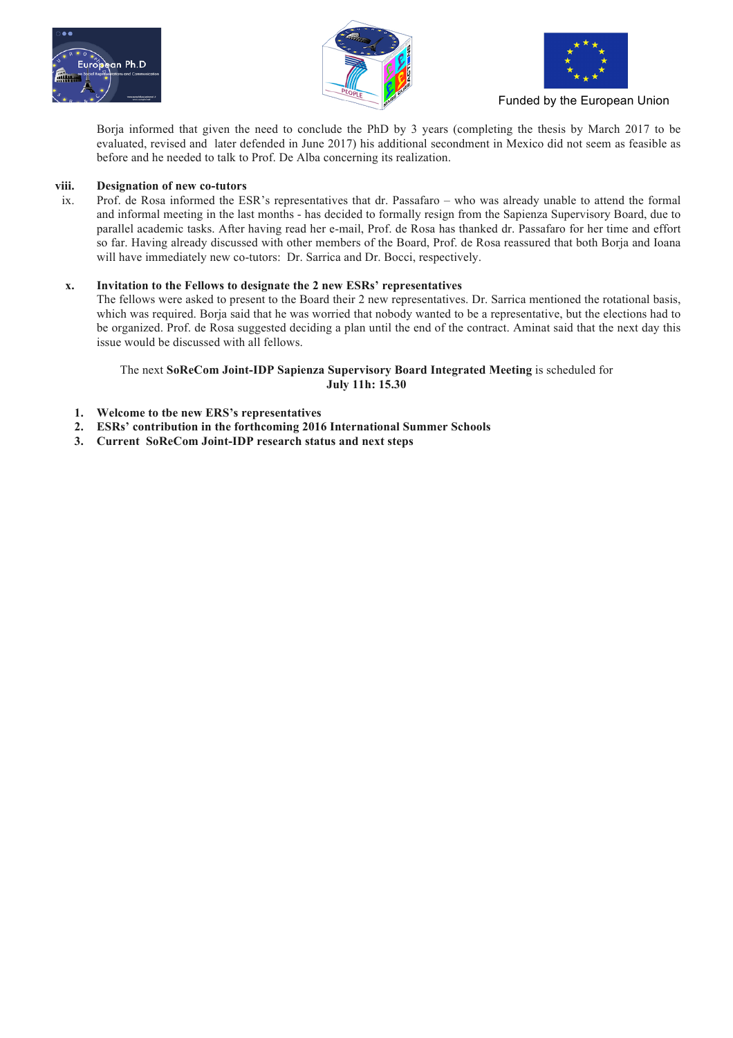Borja informed that given the need to conclude the PhD by 3 years (completing the thesis by March 2017 to be evaluated, revised and later defended in June 2017) his additional secondment in Mexico did not seem as feasible as before and he needed to talk to Prof. De Alba concerning its realization.

viii. **Designation of new co-tutors**

ix. Prof. de Rosa informed the ESR's representatives that dr. Passafaro – who was already unable to attend the formal and informal meeting in the last months - has decided to formally resign from the Sapienza Supervisory Board, due to parallel academic tasks. After having read her e-mail, Prof. de Rosa has thanked dr. Passafaro for her time and effort so far. Having already discussed with other members of the Board, Prof. de Rosa reassured that both Borja and Ioana will have immediately new co-tutors: Dr. Sarrica and Dr. Bocci, respectively.

x. **Invitation to the Fellows to designate the 2 new ESRs' representatives**

The fellows were asked to present to the Board their 2 new representatives. Dr. Sarrica mentioned the rotational basis, which was required. Borja said that he was worried that nobody wanted to be a representative, but the elections had to be organized. Prof. de Rosa suggested deciding a plan until the end of the contract. Aminat said that the next day this issue would be discussed with all fellows.

The next **SoReCom Joint-IDP Sapienza Supervisory Board Integrated Meeting** is scheduled for
**July 11h: 15.30**

1. **Welcome to tbe new ERS's representatives**
2. **ESRs' contribution in the forthcoming 2016 International Summer Schools**
3. **Current SoReCom Joint-IDP research status and next steps**